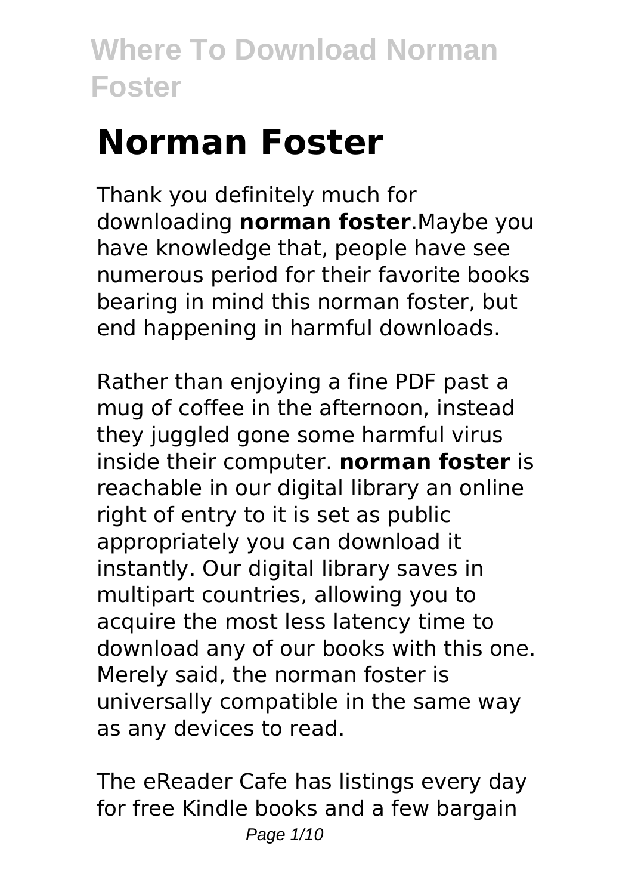# Norman Foster

Thank you definitely much for downloading **norman foster**.Maybe you have knowledge that, people have see numerous period for their favorite books bearing in mind this norman foster, but end happening in harmful downloads.

Rather than enjoying a fine PDF past a mug of coffee in the afternoon, instead they juggled gone some harmful virus inside their computer. **norman foster** is reachable in our digital library an online right of entry to it is set as public appropriately you can download it instantly. Our digital library saves in multipart countries, allowing you to acquire the most less latency time to download any of our books with this one. Merely said, the norman foster is universally compatible in the same way as any devices to read.

The eReader Cafe has listings every day for free Kindle books and a few bargain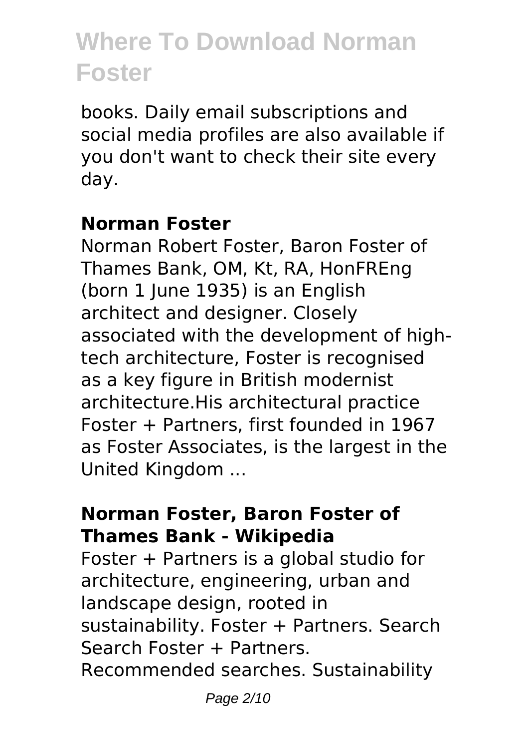books. Daily email subscriptions and social media profiles are also available if you don't want to check their site every day.

### Norman Foster

Norman Robert Foster, Baron Foster of Thames Bank, OM, Kt, RA, HonFREng (born 1 June 1935) is an English architect and designer. Closely associated with the development of high-tech architecture, Foster is recognised as a key figure in British modernist architecture.His architectural practice Foster + Partners, first founded in 1967 as Foster Associates, is the largest in the United Kingdom ...

### Norman Foster, Baron Foster of Thames Bank - Wikipedia

Foster + Partners is a global studio for architecture, engineering, urban and landscape design, rooted in sustainability. Foster + Partners. Search Search Foster + Partners. Recommended searches. Sustainability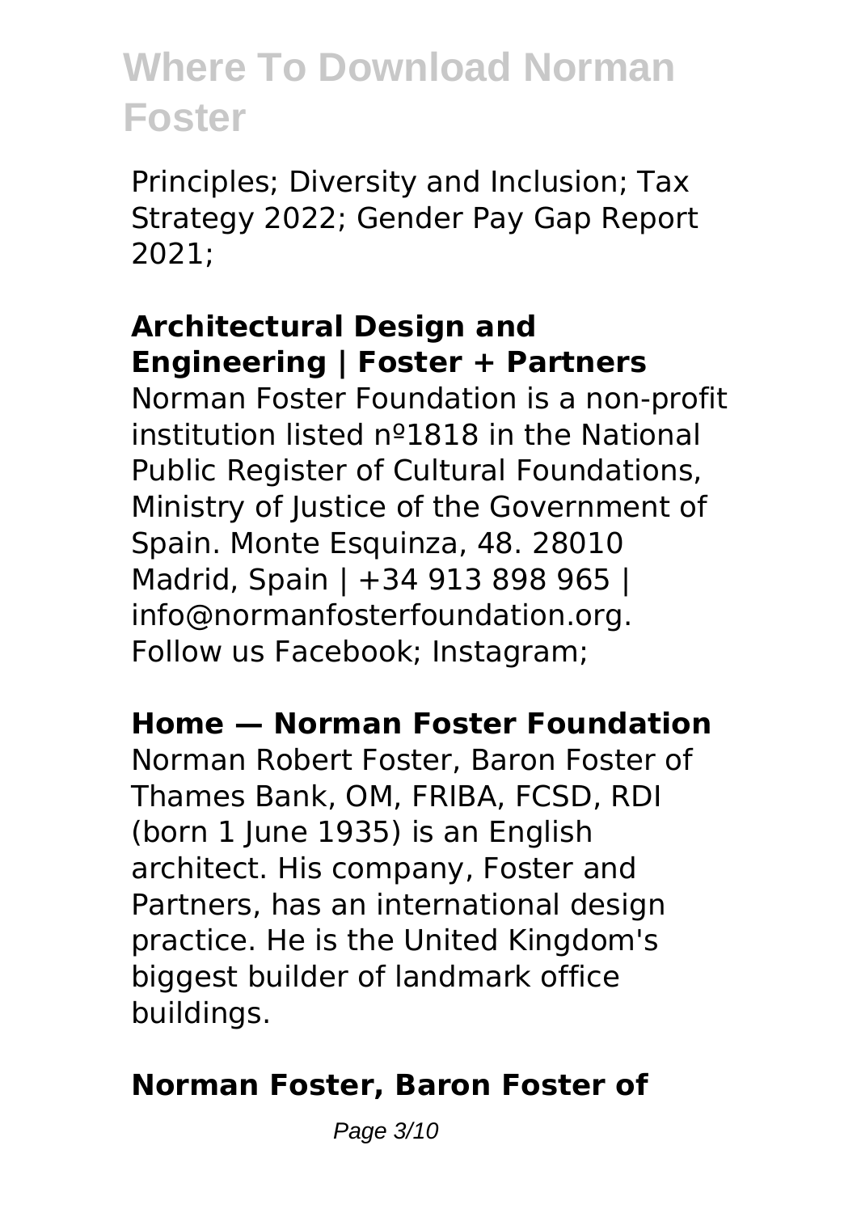Principles; Diversity and Inclusion; Tax Strategy 2022; Gender Pay Gap Report 2021;

## Architectural Design and Engineering | Foster + Partners

Norman Foster Foundation is a non-profit institution listed nº1818 in the National Public Register of Cultural Foundations, Ministry of Justice of the Government of Spain. Monte Esquinza, 48. 28010 Madrid, Spain | +34 913 898 965 | info@normanfosterfoundation.org. Follow us Facebook; Instagram;

## Home — Norman Foster Foundation

Norman Robert Foster, Baron Foster of Thames Bank, OM, FRIBA, FCSD, RDI (born 1 June 1935) is an English architect. His company, Foster and Partners, has an international design practice. He is the United Kingdom's biggest builder of landmark office buildings.

## Norman Foster, Baron Foster of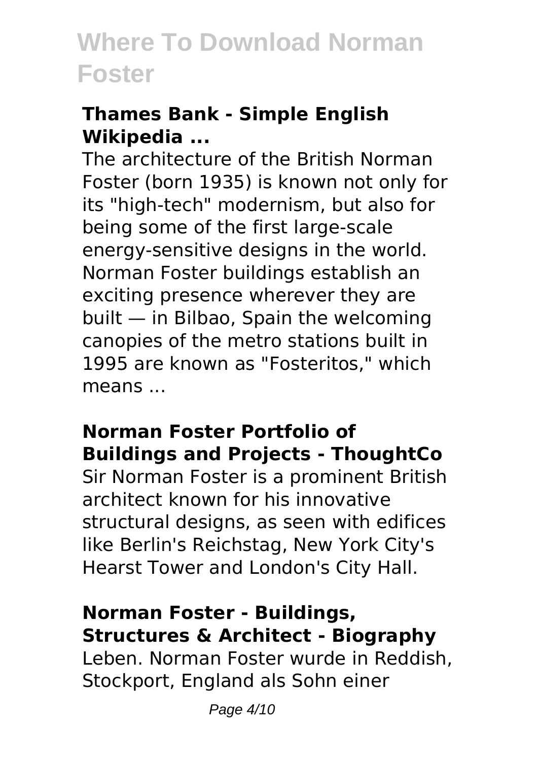### Thames Bank - Simple English Wikipedia ...

The architecture of the British Norman Foster (born 1935) is known not only for its "high-tech" modernism, but also for being some of the first large-scale energy-sensitive designs in the world. Norman Foster buildings establish an exciting presence wherever they are built — in Bilbao, Spain the welcoming canopies of the metro stations built in 1995 are known as "Fosteritos," which means ...

### Norman Foster Portfolio of Buildings and Projects - ThoughtCo

Sir Norman Foster is a prominent British architect known for his innovative structural designs, as seen with edifices like Berlin's Reichstag, New York City's Hearst Tower and London's City Hall.

### Norman Foster - Buildings, Structures & Architect - Biography

Leben. Norman Foster wurde in Reddish, Stockport, England als Sohn einer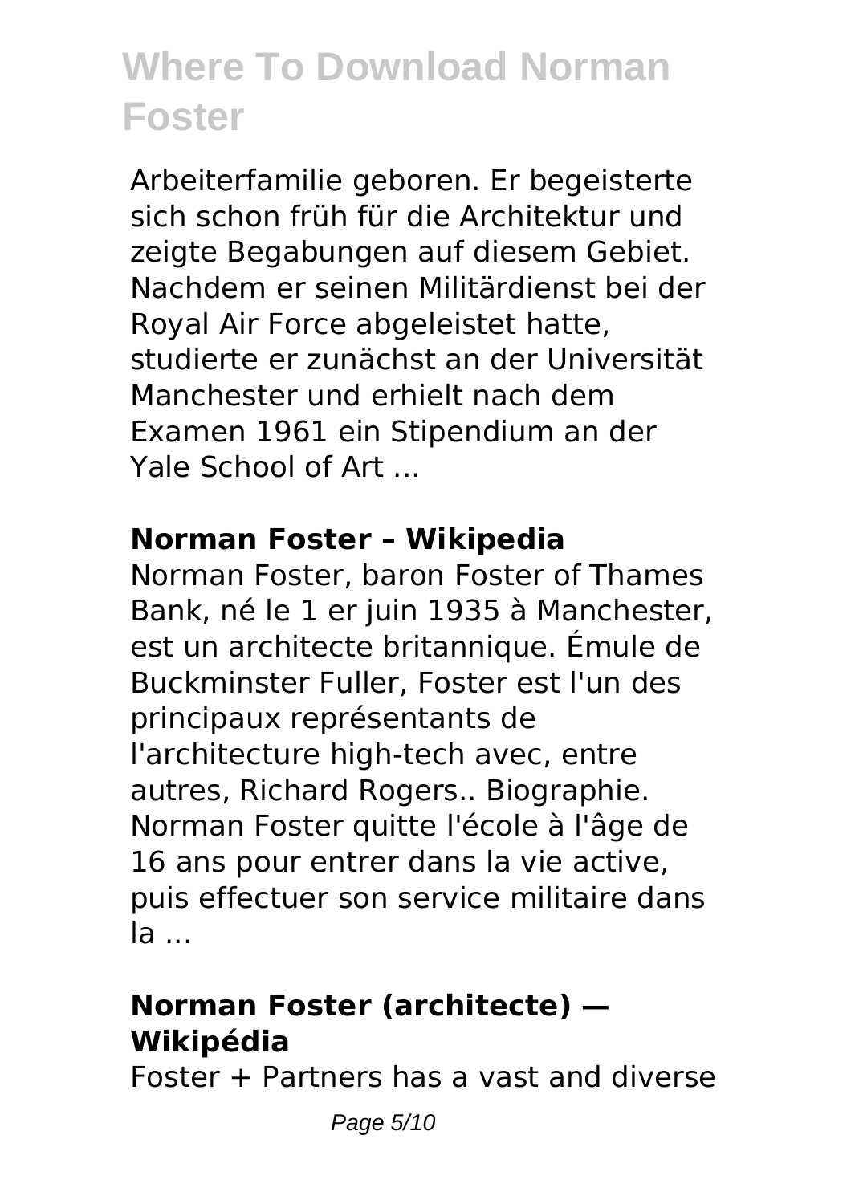Arbeiterfamilie geboren. Er begeisterte sich schon früh für die Architektur und zeigte Begabungen auf diesem Gebiet. Nachdem er seinen Militärdienst bei der Royal Air Force abgeleistet hatte, studierte er zunächst an der Universität Manchester und erhielt nach dem Examen 1961 ein Stipendium an der Yale School of Art ...

**Norman Foster – Wikipedia**

Norman Foster, baron Foster of Thames Bank, né le 1 er juin 1935 à Manchester, est un architecte britannique. Émule de Buckminster Fuller, Foster est l'un des principaux représentants de l'architecture high-tech avec, entre autres, Richard Rogers.. Biographie. Norman Foster quitte l'école à l'âge de 16 ans pour entrer dans la vie active, puis effectuer son service militaire dans la ...

**Norman Foster (architecte) — Wikipédia**

Foster + Partners has a vast and diverse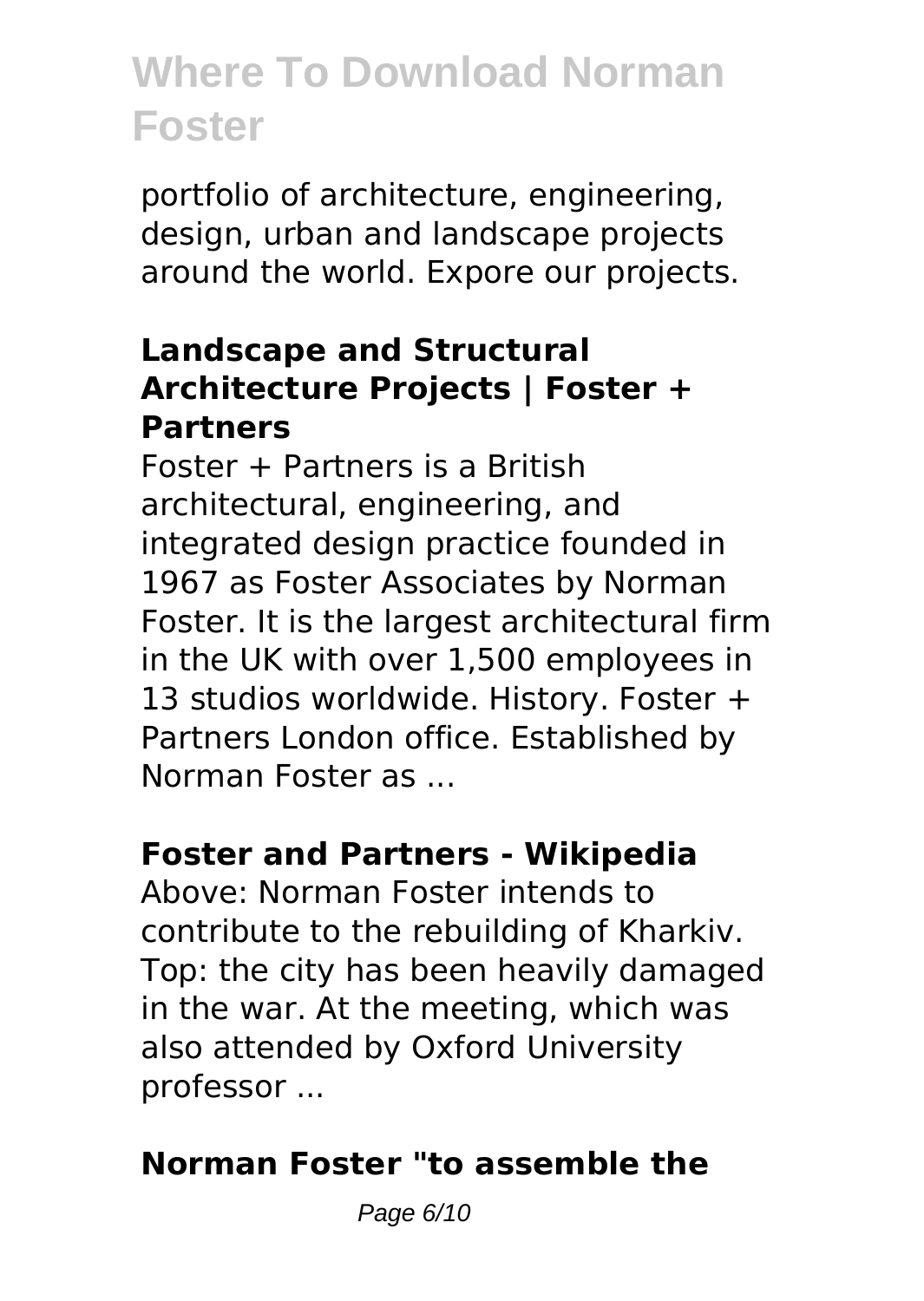portfolio of architecture, engineering, design, urban and landscape projects around the world. Expore our projects.

### Landscape and Structural Architecture Projects | Foster + Partners

Foster + Partners is a British architectural, engineering, and integrated design practice founded in 1967 as Foster Associates by Norman Foster. It is the largest architectural firm in the UK with over 1,500 employees in 13 studios worldwide. History. Foster + Partners London office. Established by Norman Foster as ...

### Foster and Partners - Wikipedia

Above: Norman Foster intends to contribute to the rebuilding of Kharkiv. Top: the city has been heavily damaged in the war. At the meeting, which was also attended by Oxford University professor ...

### Norman Foster "to assemble the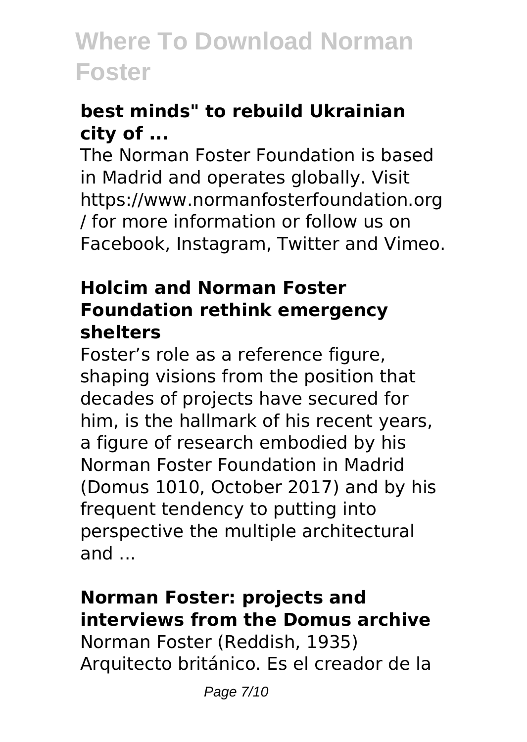### best minds" to rebuild Ukrainian city of ...

The Norman Foster Foundation is based in Madrid and operates globally. Visit https://www.normanfosterfoundation.org / for more information or follow us on Facebook, Instagram, Twitter and Vimeo.

### Holcim and Norman Foster Foundation rethink emergency shelters

Foster's role as a reference figure, shaping visions from the position that decades of projects have secured for him, is the hallmark of his recent years, a figure of research embodied by his Norman Foster Foundation in Madrid (Domus 1010, October 2017) and by his frequent tendency to putting into perspective the multiple architectural and ...

### Norman Foster: projects and interviews from the Domus archive

Norman Foster (Reddish, 1935) Arquitecto británico. Es el creador de la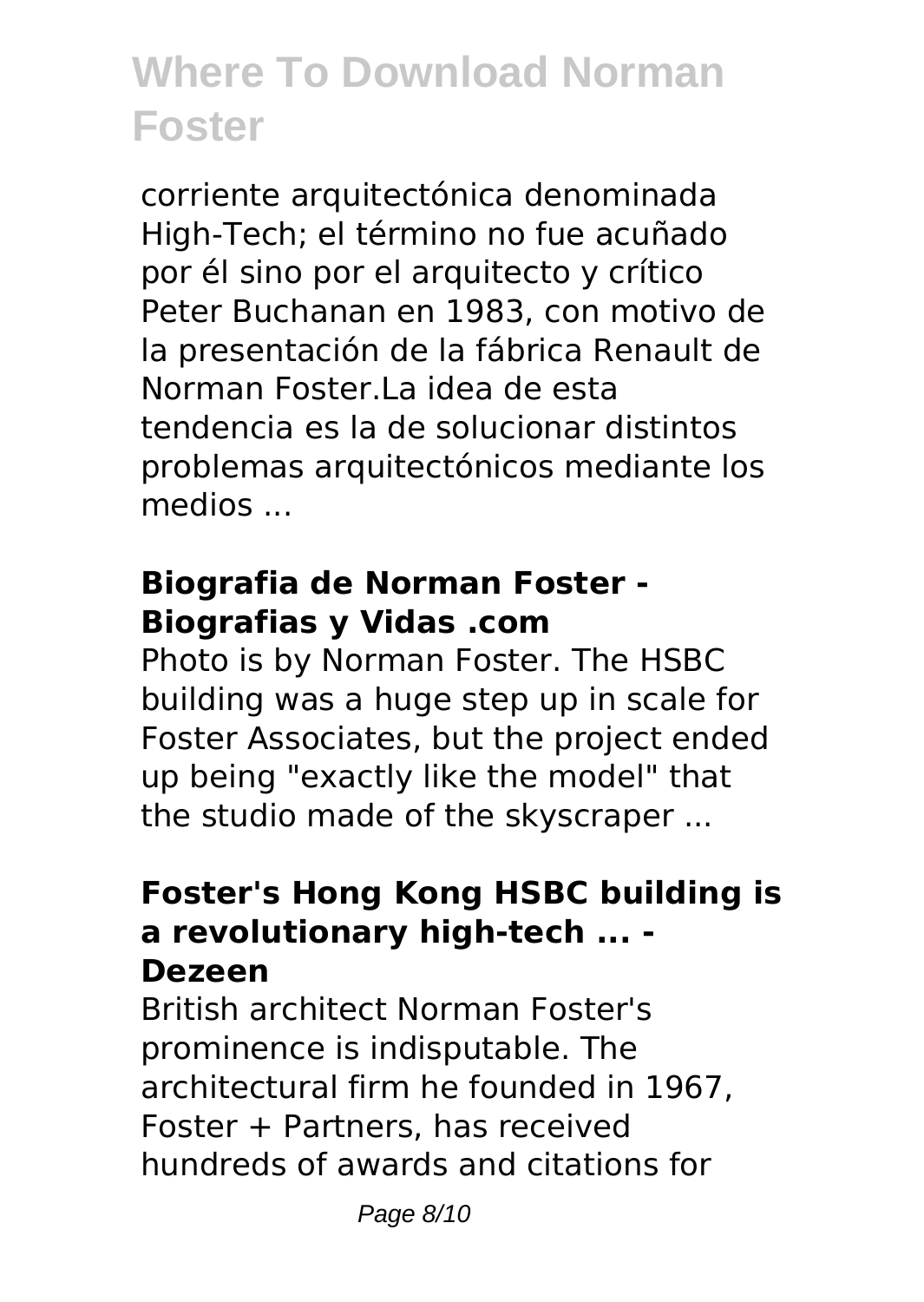corriente arquitectónica denominada High-Tech; el término no fue acuñado por él sino por el arquitecto y crítico Peter Buchanan en 1983, con motivo de la presentación de la fábrica Renault de Norman Foster.La idea de esta tendencia es la de solucionar distintos problemas arquitectónicos mediante los medios ...

## Biografia de Norman Foster - Biografias y Vidas .com

Photo is by Norman Foster. The HSBC building was a huge step up in scale for Foster Associates, but the project ended up being "exactly like the model" that the studio made of the skyscraper ...

## Foster's Hong Kong HSBC building is a revolutionary high-tech ... - Dezeen

British architect Norman Foster's prominence is indisputable. The architectural firm he founded in 1967, Foster + Partners, has received hundreds of awards and citations for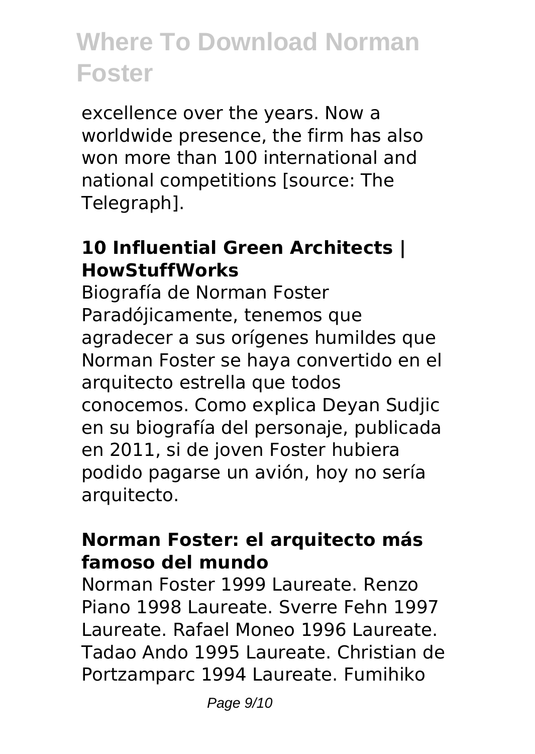excellence over the years. Now a worldwide presence, the firm has also won more than 100 international and national competitions [source: The Telegraph].

### 10 Influential Green Architects | HowStuffWorks

Biografía de Norman Foster Paradójicamente, tenemos que agradecer a sus orígenes humildes que Norman Foster se haya convertido en el arquitecto estrella que todos conocemos. Como explica Deyan Sudjic en su biografía del personaje, publicada en 2011, si de joven Foster hubiera podido pagarse un avión, hoy no sería arquitecto.

### Norman Foster: el arquitecto más famoso del mundo

Norman Foster 1999 Laureate. Renzo Piano 1998 Laureate. Sverre Fehn 1997 Laureate. Rafael Moneo 1996 Laureate. Tadao Ando 1995 Laureate. Christian de Portzamparc 1994 Laureate. Fumihiko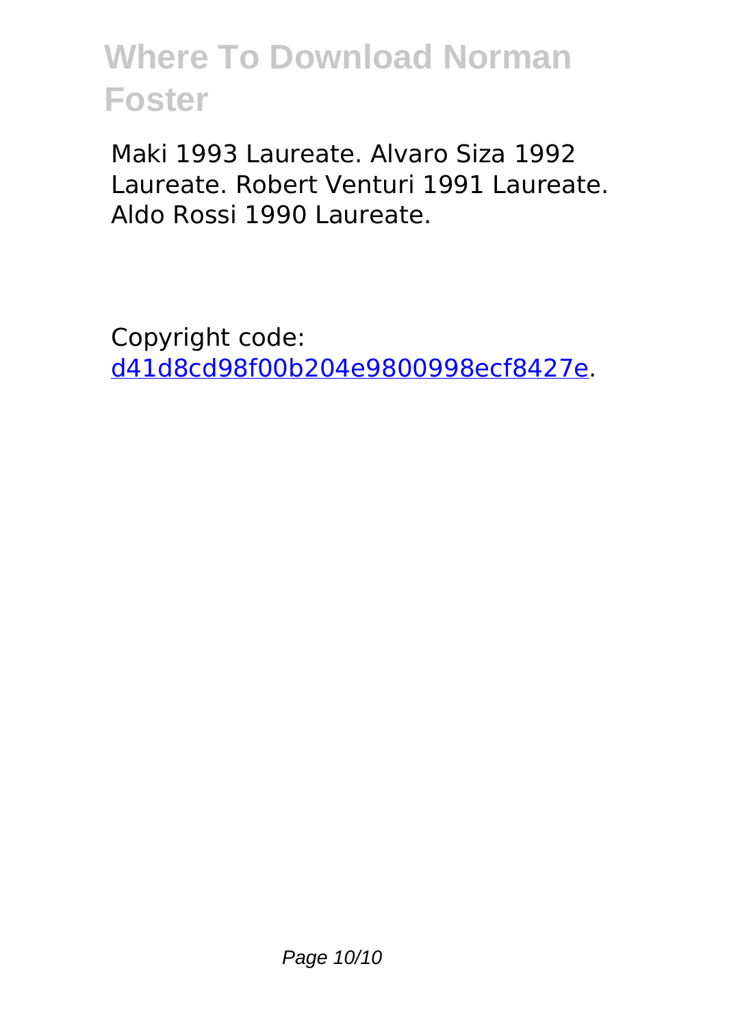Maki 1993 Laureate. Alvaro Siza 1992 Laureate. Robert Venturi 1991 Laureate. Aldo Rossi 1990 Laureate.

Copyright code: d41d8cd98f00b204e9800998ecf8427e.